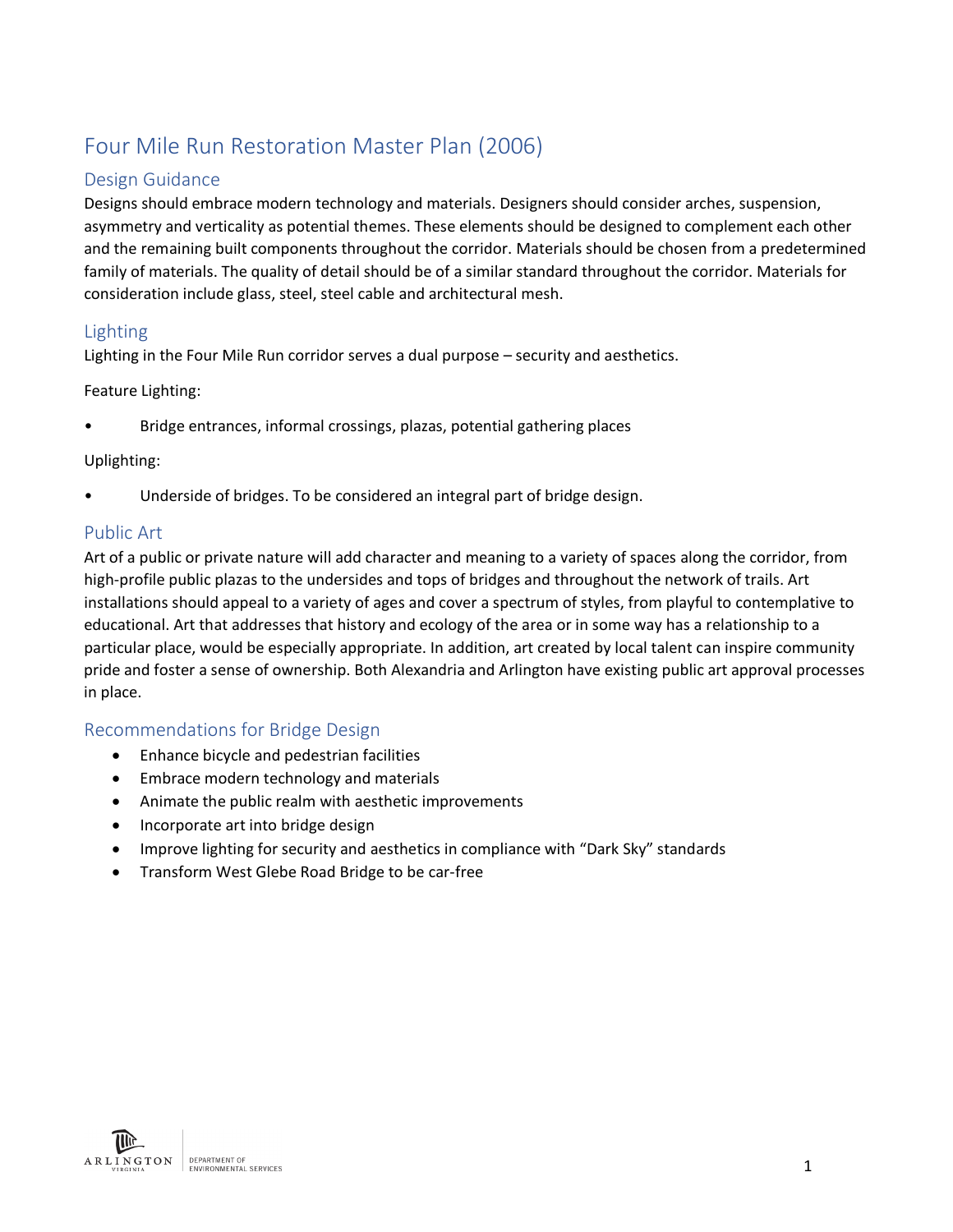# Four Mile Run Restoration Master Plan (2006)

## Design Guidance

Designs should embrace modern technology and materials. Designers should consider arches, suspension, asymmetry and verticality as potential themes. These elements should be designed to complement each other and the remaining built components throughout the corridor. Materials should be chosen from a predetermined family of materials. The quality of detail should be of a similar standard throughout the corridor. Materials for consideration include glass, steel, steel cable and architectural mesh.

## Lighting

Lighting in the Four Mile Run corridor serves a dual purpose – security and aesthetics.

Feature Lighting:

- Bridge entrances, informal crossings, plazas, potential gathering places

Uplighting:

- Underside of bridges. To be considered an integral part of bridge design.

## Public Art

Art of a public or private nature will add character and meaning to a variety of spaces along the corridor, from high-profile public plazas to the undersides and tops of bridges and throughout the network of trails. Art installations should appeal to a variety of ages and cover a spectrum of styles, from playful to contemplative to educational. Art that addresses that history and ecology of the area or in some way has a relationship to a particular place, would be especially appropriate. In addition, art created by local talent can inspire community pride and foster a sense of ownership. Both Alexandria and Arlington have existing public art approval processes in place.

## Recommendations for Bridge Design

- Enhance bicycle and pedestrian facilities
- Embrace modern technology and materials
- Animate the public realm with aesthetic improvements
- Incorporate art into bridge design
- Improve lighting for security and aesthetics in compliance with "Dark Sky" standards
- Transform West Glebe Road Bridge to be car-free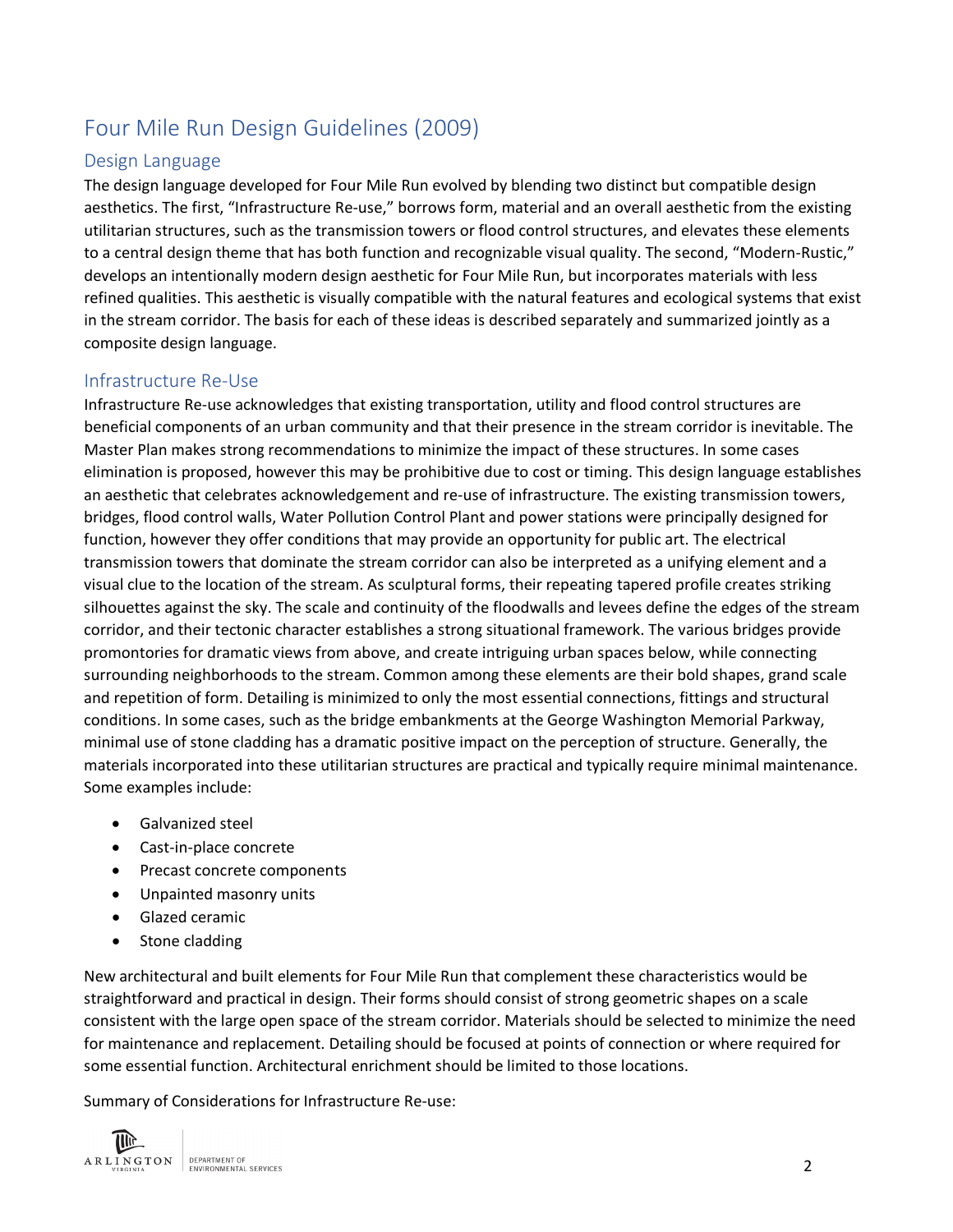# Four Mile Run Design Guidelines (2009)

## Design Language

The design language developed for Four Mile Run evolved by blending two distinct but compatible design aesthetics. The first, "Infrastructure Re-use," borrows form, material and an overall aesthetic from the existing utilitarian structures, such as the transmission towers or flood control structures, and elevates these elements to a central design theme that has both function and recognizable visual quality. The second, "Modern-Rustic," develops an intentionally modern design aesthetic for Four Mile Run, but incorporates materials with less refined qualities. This aesthetic is visually compatible with the natural features and ecological systems that exist in the stream corridor. The basis for each of these ideas is described separately and summarized jointly as a composite design language.

## Infrastructure Re-Use

Infrastructure Re-use acknowledges that existing transportation, utility and flood control structures are beneficial components of an urban community and that their presence in the stream corridor is inevitable. The Master Plan makes strong recommendations to minimize the impact of these structures. In some cases elimination is proposed, however this may be prohibitive due to cost or timing. This design language establishes an aesthetic that celebrates acknowledgement and re-use of infrastructure. The existing transmission towers, bridges, flood control walls, Water Pollution Control Plant and power stations were principally designed for function, however they offer conditions that may provide an opportunity for public art. The electrical transmission towers that dominate the stream corridor can also be interpreted as a unifying element and a visual clue to the location of the stream. As sculptural forms, their repeating tapered profile creates striking silhouettes against the sky. The scale and continuity of the floodwalls and levees define the edges of the stream corridor, and their tectonic character establishes a strong situational framework. The various bridges provide promontories for dramatic views from above, and create intriguing urban spaces below, while connecting surrounding neighborhoods to the stream. Common among these elements are their bold shapes, grand scale and repetition of form. Detailing is minimized to only the most essential connections, fittings and structural conditions. In some cases, such as the bridge embankments at the George Washington Memorial Parkway, minimal use of stone cladding has a dramatic positive impact on the perception of structure. Generally, the materials incorporated into these utilitarian structures are practical and typically require minimal maintenance. Some examples include:

- Galvanized steel
- Cast-in-place concrete
- Precast concrete components
- Unpainted masonry units
- Glazed ceramic
- Stone cladding

New architectural and built elements for Four Mile Run that complement these characteristics would be straightforward and practical in design. Their forms should consist of strong geometric shapes on a scale consistent with the large open space of the stream corridor. Materials should be selected to minimize the need for maintenance and replacement. Detailing should be focused at points of connection or where required for some essential function. Architectural enrichment should be limited to those locations.

Summary of Considerations for Infrastructure Re-use: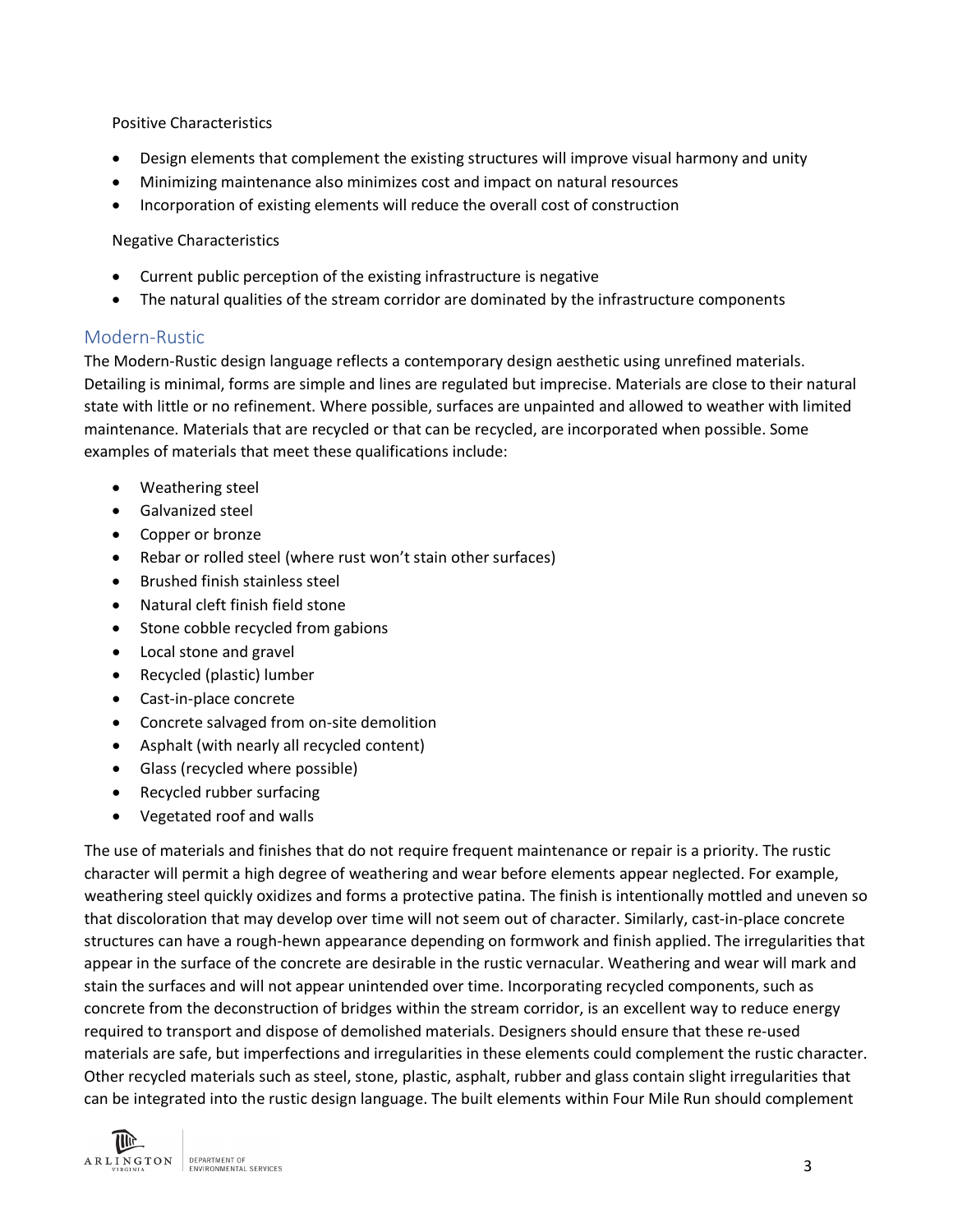Positive Characteristics

- Design elements that complement the existing structures will improve visual harmony and unity
- Minimizing maintenance also minimizes cost and impact on natural resources
- Incorporation of existing elements will reduce the overall cost of construction

Negative Characteristics

- Current public perception of the existing infrastructure is negative
- The natural qualities of the stream corridor are dominated by the infrastructure components

## Modern-Rustic

The Modern-Rustic design language reflects a contemporary design aesthetic using unrefined materials. Detailing is minimal, forms are simple and lines are regulated but imprecise. Materials are close to their natural state with little or no refinement. Where possible, surfaces are unpainted and allowed to weather with limited maintenance. Materials that are recycled or that can be recycled, are incorporated when possible. Some examples of materials that meet these qualifications include:

- Weathering steel
- Galvanized steel
- Copper or bronze
- Rebar or rolled steel (where rust won't stain other surfaces)
- Brushed finish stainless steel
- Natural cleft finish field stone
- Stone cobble recycled from gabions
- Local stone and gravel
- Recycled (plastic) lumber
- Cast-in-place concrete
- Concrete salvaged from on-site demolition
- Asphalt (with nearly all recycled content)
- Glass (recycled where possible)
- Recycled rubber surfacing
- Vegetated roof and walls

The use of materials and finishes that do not require frequent maintenance or repair is a priority. The rustic character will permit a high degree of weathering and wear before elements appear neglected. For example, weathering steel quickly oxidizes and forms a protective patina. The finish is intentionally mottled and uneven so that discoloration that may develop over time will not seem out of character. Similarly, cast-in-place concrete structures can have a rough-hewn appearance depending on formwork and finish applied. The irregularities that appear in the surface of the concrete are desirable in the rustic vernacular. Weathering and wear will mark and stain the surfaces and will not appear unintended over time. Incorporating recycled components, such as concrete from the deconstruction of bridges within the stream corridor, is an excellent way to reduce energy required to transport and dispose of demolished materials. Designers should ensure that these re-used materials are safe, but imperfections and irregularities in these elements could complement the rustic character. Other recycled materials such as steel, stone, plastic, asphalt, rubber and glass contain slight irregularities that can be integrated into the rustic design language. The built elements within Four Mile Run should complement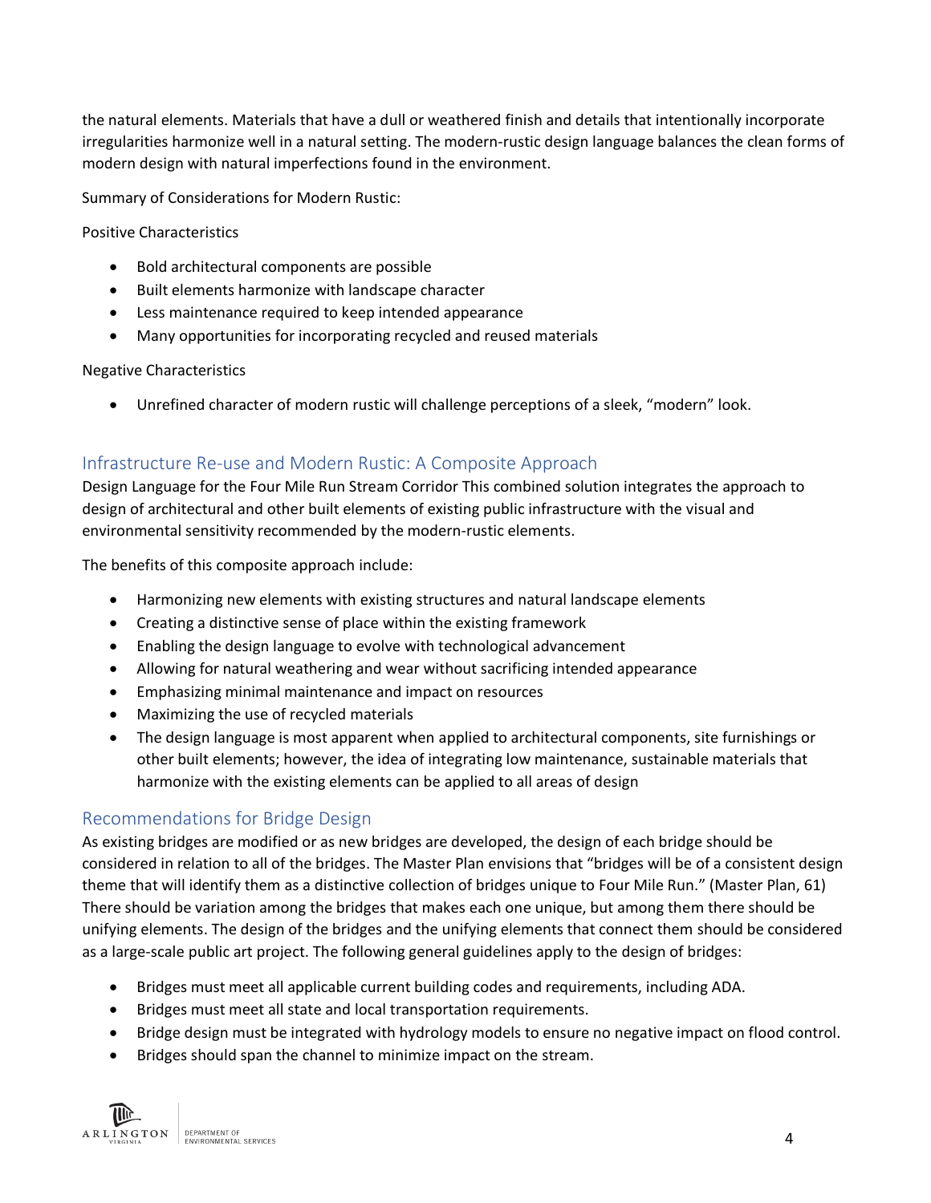the natural elements. Materials that have a dull or weathered finish and details that intentionally incorporate irregularities harmonize well in a natural setting. The modern-rustic design language balances the clean forms of modern design with natural imperfections found in the environment.

Summary of Considerations for Modern Rustic:

Positive Characteristics

- Bold architectural components are possible
- Built elements harmonize with landscape character
- Less maintenance required to keep intended appearance
- Many opportunities for incorporating recycled and reused materials

Negative Characteristics

- Unrefined character of modern rustic will challenge perceptions of a sleek, "modern" look.

## Infrastructure Re-use and Modern Rustic: A Composite Approach

Design Language for the Four Mile Run Stream Corridor This combined solution integrates the approach to design of architectural and other built elements of existing public infrastructure with the visual and environmental sensitivity recommended by the modern-rustic elements.

The benefits of this composite approach include:

- Harmonizing new elements with existing structures and natural landscape elements
- Creating a distinctive sense of place within the existing framework
- Enabling the design language to evolve with technological advancement
- Allowing for natural weathering and wear without sacrificing intended appearance
- Emphasizing minimal maintenance and impact on resources
- Maximizing the use of recycled materials
- The design language is most apparent when applied to architectural components, site furnishings or other built elements; however, the idea of integrating low maintenance, sustainable materials that harmonize with the existing elements can be applied to all areas of design

## Recommendations for Bridge Design

As existing bridges are modified or as new bridges are developed, the design of each bridge should be considered in relation to all of the bridges. The Master Plan envisions that "bridges will be of a consistent design theme that will identify them as a distinctive collection of bridges unique to Four Mile Run." (Master Plan, 61) There should be variation among the bridges that makes each one unique, but among them there should be unifying elements. The design of the bridges and the unifying elements that connect them should be considered as a large-scale public art project. The following general guidelines apply to the design of bridges:

- Bridges must meet all applicable current building codes and requirements, including ADA.
- Bridges must meet all state and local transportation requirements.
- Bridge design must be integrated with hydrology models to ensure no negative impact on flood control.
- Bridges should span the channel to minimize impact on the stream.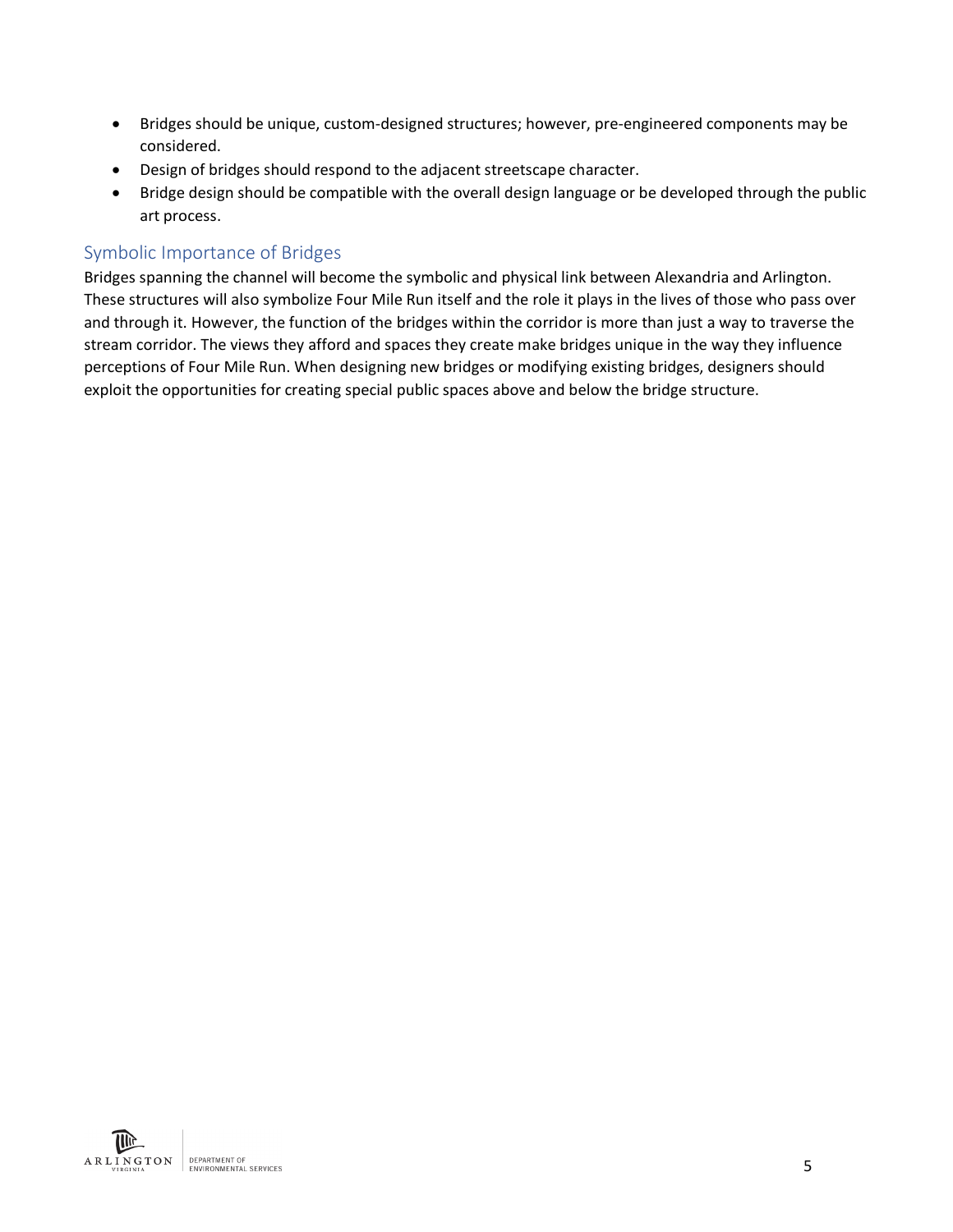- Bridges should be unique, custom-designed structures; however, pre-engineered components may be considered.
- Design of bridges should respond to the adjacent streetscape character.
- Bridge design should be compatible with the overall design language or be developed through the public art process.

## Symbolic Importance of Bridges

Bridges spanning the channel will become the symbolic and physical link between Alexandria and Arlington. These structures will also symbolize Four Mile Run itself and the role it plays in the lives of those who pass over and through it. However, the function of the bridges within the corridor is more than just a way to traverse the stream corridor. The views they afford and spaces they create make bridges unique in the way they influence perceptions of Four Mile Run. When designing new bridges or modifying existing bridges, designers should exploit the opportunities for creating special public spaces above and below the bridge structure.